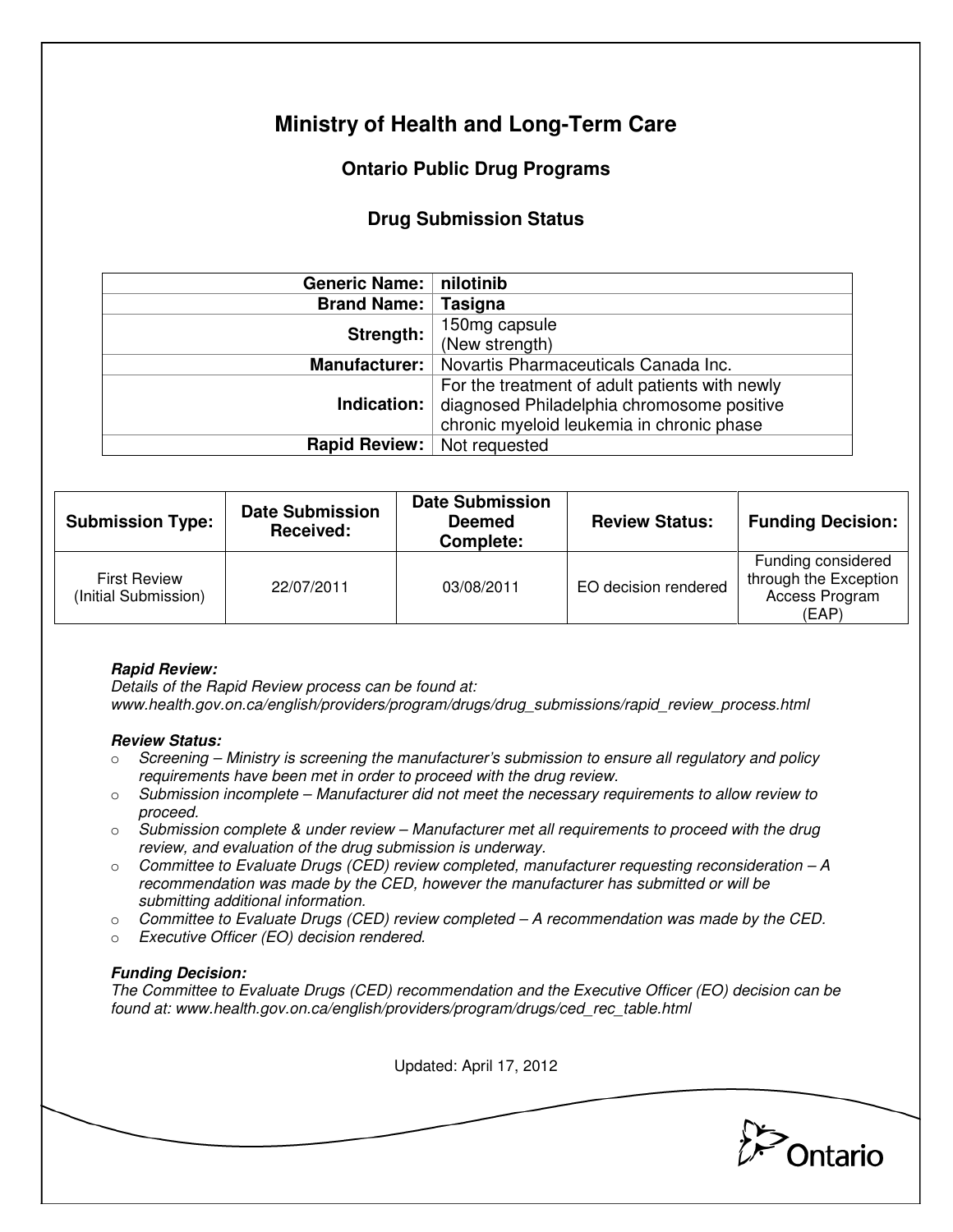# Ministry of Health and Long-Term Care

## Ontario Public Drug Programs

### Drug Submission Status

| | |
|---|---|
| **Generic Name:** | **nilotinib** |
| **Brand Name:** | **Tasigna** |
| **Strength:** | 150mg capsule (New strength) |
| **Manufacturer:** | Novartis Pharmaceuticals Canada Inc. |
| **Indication:** | For the treatment of adult patients with newly diagnosed Philadelphia chromosome positive chronic myeloid leukemia in chronic phase |
| **Rapid Review:** | Not requested |

| Submission Type: | Date Submission Received: | Date Submission Deemed Complete: | Review Status: | Funding Decision: |
|---|---|---|---|---|
| First Review (Initial Submission) | 22/07/2011 | 03/08/2011 | EO decision rendered | Funding considered through the Exception Access Program (EAP) |

***Rapid Review:***
*Details of the Rapid Review process can be found at:*
*www.health.gov.on.ca/english/providers/program/drugs/drug_submissions/rapid_review_process.html*

***Review Status:***

- *Screening – Ministry is screening the manufacturer's submission to ensure all regulatory and policy requirements have been met in order to proceed with the drug review.*
- *Submission incomplete – Manufacturer did not meet the necessary requirements to allow review to proceed.*
- *Submission complete & under review – Manufacturer met all requirements to proceed with the drug review, and evaluation of the drug submission is underway.*
- *Committee to Evaluate Drugs (CED) review completed, manufacturer requesting reconsideration – A recommendation was made by the CED, however the manufacturer has submitted or will be submitting additional information.*
- *Committee to Evaluate Drugs (CED) review completed – A recommendation was made by the CED.*
- *Executive Officer (EO) decision rendered.*

***Funding Decision:***
*The Committee to Evaluate Drugs (CED) recommendation and the Executive Officer (EO) decision can be found at: www.health.gov.on.ca/english/providers/program/drugs/ced_rec_table.html*

Updated: April 17, 2012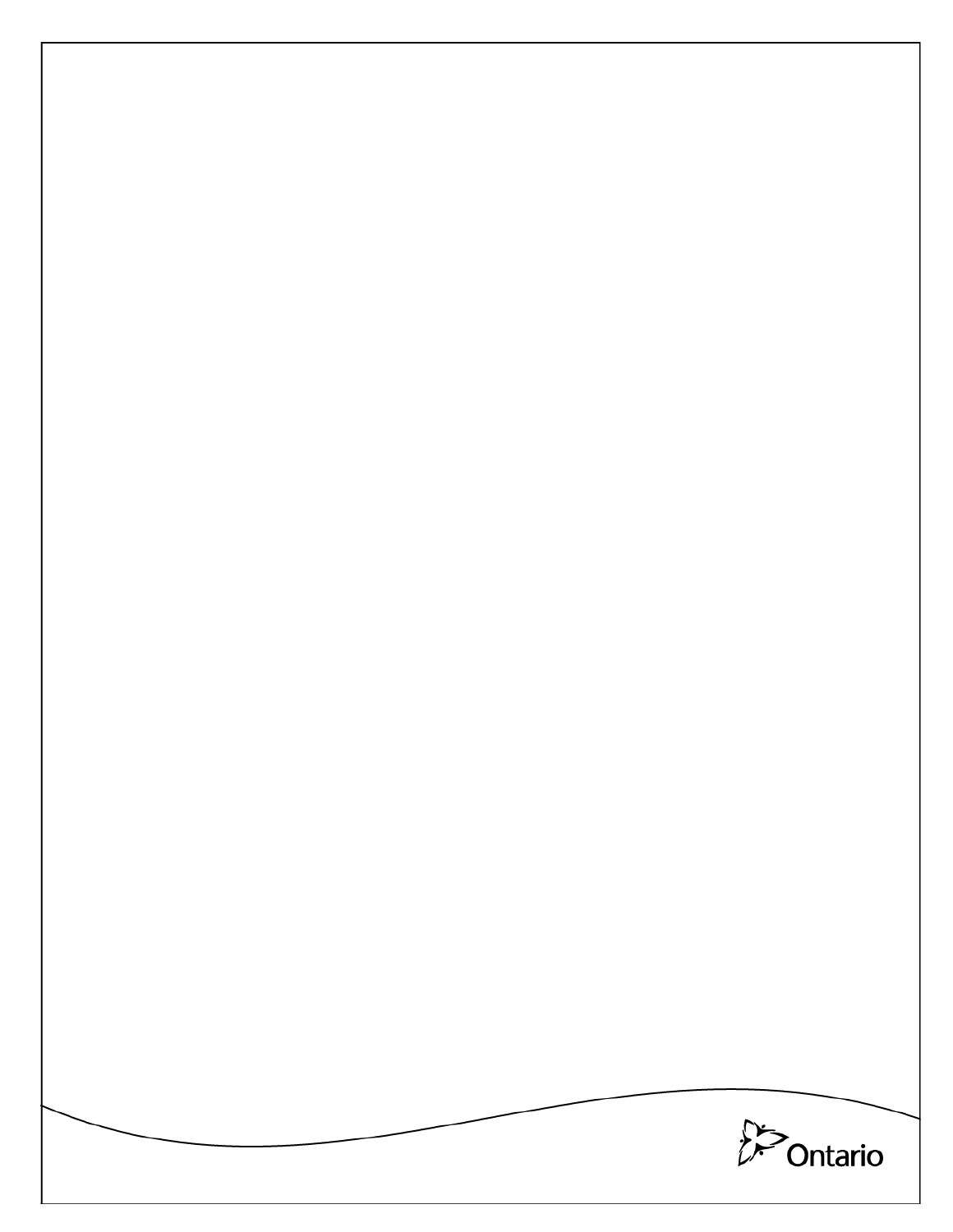Ontario